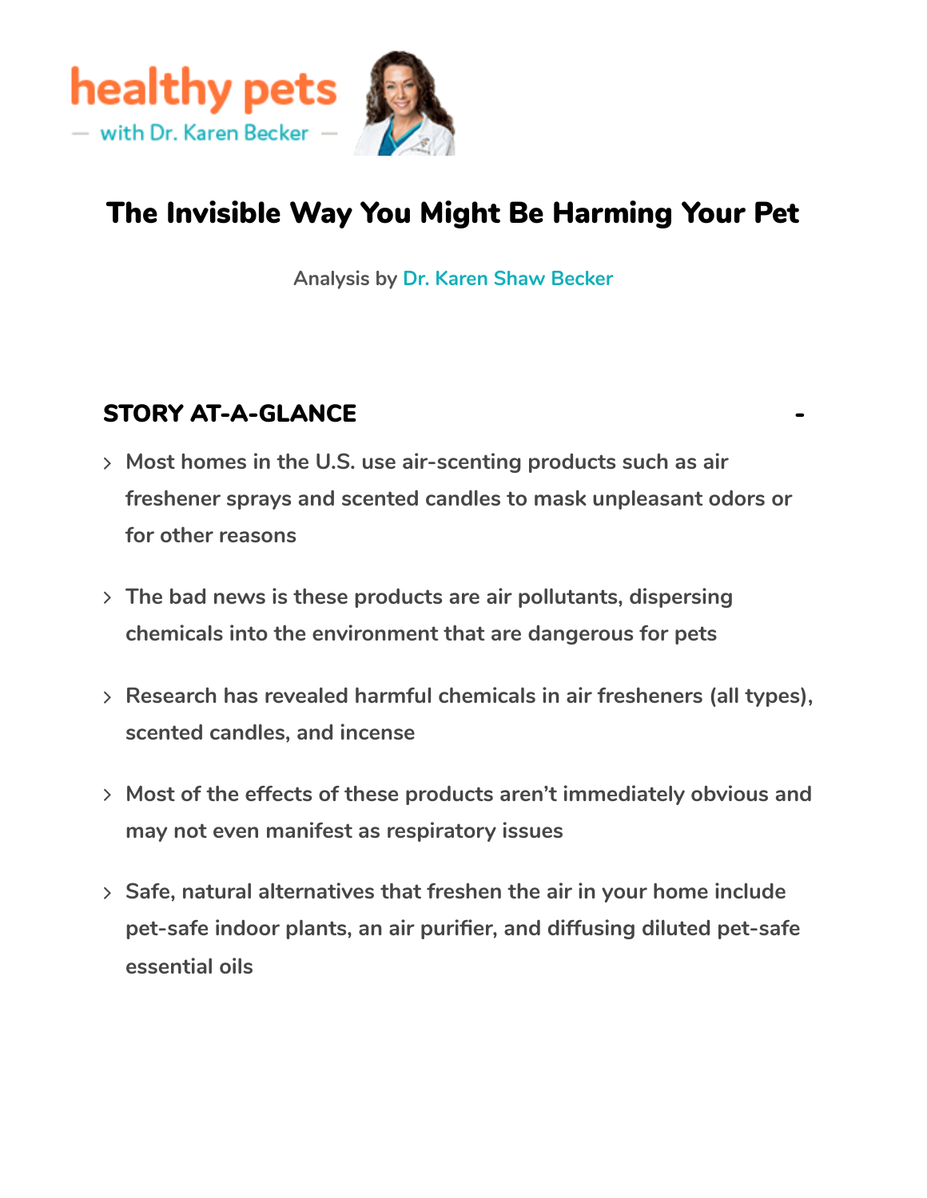healthy pets

— with Dr. Karen Becker —

# The Invisible Way You Might Be Harming Your Pet

Analysis by Dr. Karen Shaw Becker

## STORY AT-A-GLANCE

- Most homes in the U.S. use air-scenting products such as air freshener sprays and scented candles to mask unpleasant odors or for other reasons
- The bad news is these products are air pollutants, dispersing chemicals into the environment that are dangerous for pets
- Research has revealed harmful chemicals in air fresheners (all types), scented candles, and incense
- Most of the effects of these products aren't immediately obvious and may not even manifest as respiratory issues
- Safe, natural alternatives that freshen the air in your home include pet-safe indoor plants, an air purifier, and diffusing diluted pet-safe essential oils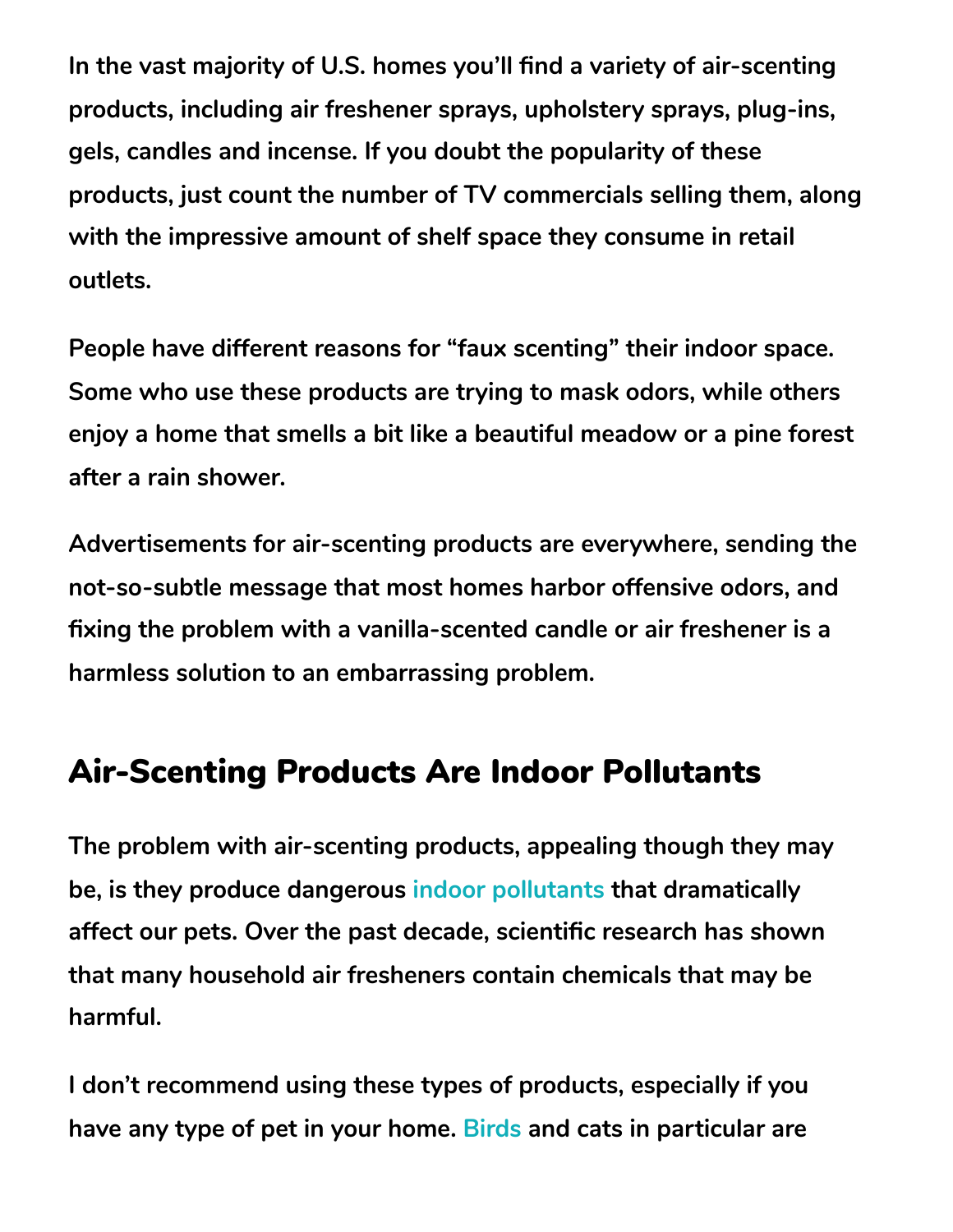In the vast majority of U.S. homes you'll find a variety of air-scenting products, including air freshener sprays, upholstery sprays, plug-ins, gels, candles and incense. If you doubt the popularity of these products, just count the number of TV commercials selling them, along with the impressive amount of shelf space they consume in retail outlets.

People have different reasons for "faux scenting" their indoor space. Some who use these products are trying to mask odors, while others enjoy a home that smells a bit like a beautiful meadow or a pine forest after a rain shower.

Advertisements for air-scenting products are everywhere, sending the not-so-subtle message that most homes harbor offensive odors, and fixing the problem with a vanilla-scented candle or air freshener is a harmless solution to an embarrassing problem.

## Air-Scenting Products Are Indoor Pollutants

The problem with air-scenting products, appealing though they may be, is they produce dangerous indoor pollutants that dramatically affect our pets. Over the past decade, scientific research has shown that many household air fresheners contain chemicals that may be harmful.

I don't recommend using these types of products, especially if you have any type of pet in your home. Birds and cats in particular are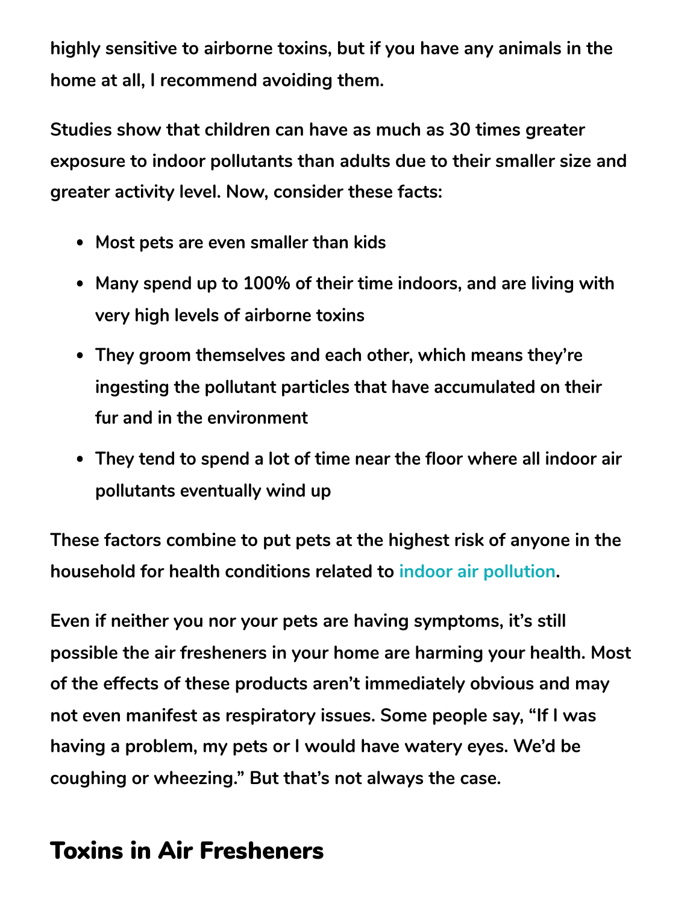highly sensitive to airborne toxins, but if you have any animals in the home at all, I recommend avoiding them.

Studies show that children can have as much as 30 times greater exposure to indoor pollutants than adults due to their smaller size and greater activity level. Now, consider these facts:

- Most pets are even smaller than kids
- Many spend up to 100% of their time indoors, and are living with very high levels of airborne toxins
- They groom themselves and each other, which means they're ingesting the pollutant particles that have accumulated on their fur and in the environment
- They tend to spend a lot of time near the floor where all indoor air pollutants eventually wind up

These factors combine to put pets at the highest risk of anyone in the household for health conditions related to indoor air pollution.

Even if neither you nor your pets are having symptoms, it's still possible the air fresheners in your home are harming your health. Most of the effects of these products aren't immediately obvious and may not even manifest as respiratory issues. Some people say, "If I was having a problem, my pets or I would have watery eyes. We'd be coughing or wheezing." But that's not always the case.

## Toxins in Air Fresheners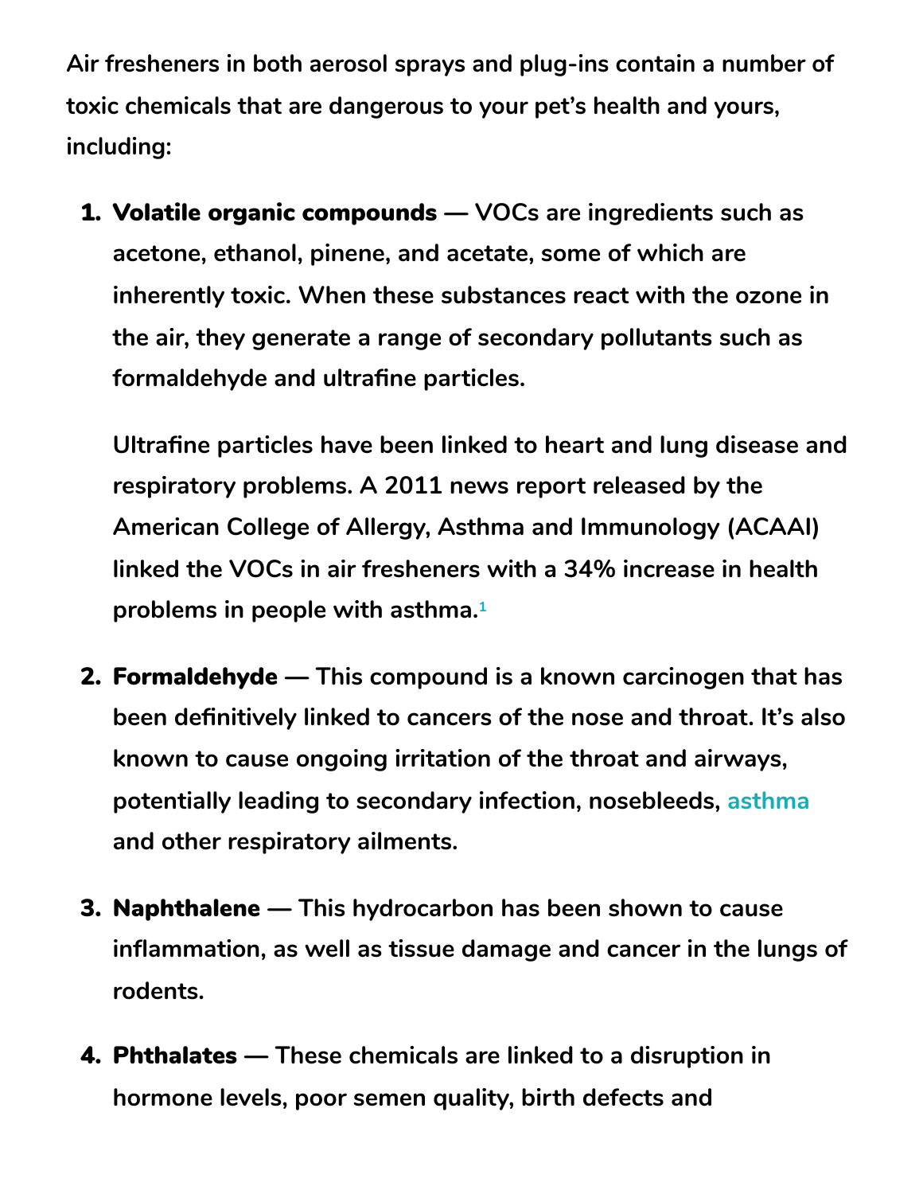Air fresheners in both aerosol sprays and plug-ins contain a number of toxic chemicals that are dangerous to your pet's health and yours, including:

1. **Volatile organic compounds** — VOCs are ingredients such as acetone, ethanol, pinene, and acetate, some of which are inherently toxic. When these substances react with the ozone in the air, they generate a range of secondary pollutants such as formaldehyde and ultrafine particles.

   Ultrafine particles have been linked to heart and lung disease and respiratory problems. A 2011 news report released by the American College of Allergy, Asthma and Immunology (ACAAI) linked the VOCs in air fresheners with a 34% increase in health problems in people with asthma.[1]

2. **Formaldehyde** — This compound is a known carcinogen that has been definitively linked to cancers of the nose and throat. It's also known to cause ongoing irritation of the throat and airways, potentially leading to secondary infection, nosebleeds, asthma and other respiratory ailments.

3. **Naphthalene** — This hydrocarbon has been shown to cause inflammation, as well as tissue damage and cancer in the lungs of rodents.

4. **Phthalates** — These chemicals are linked to a disruption in hormone levels, poor semen quality, birth defects and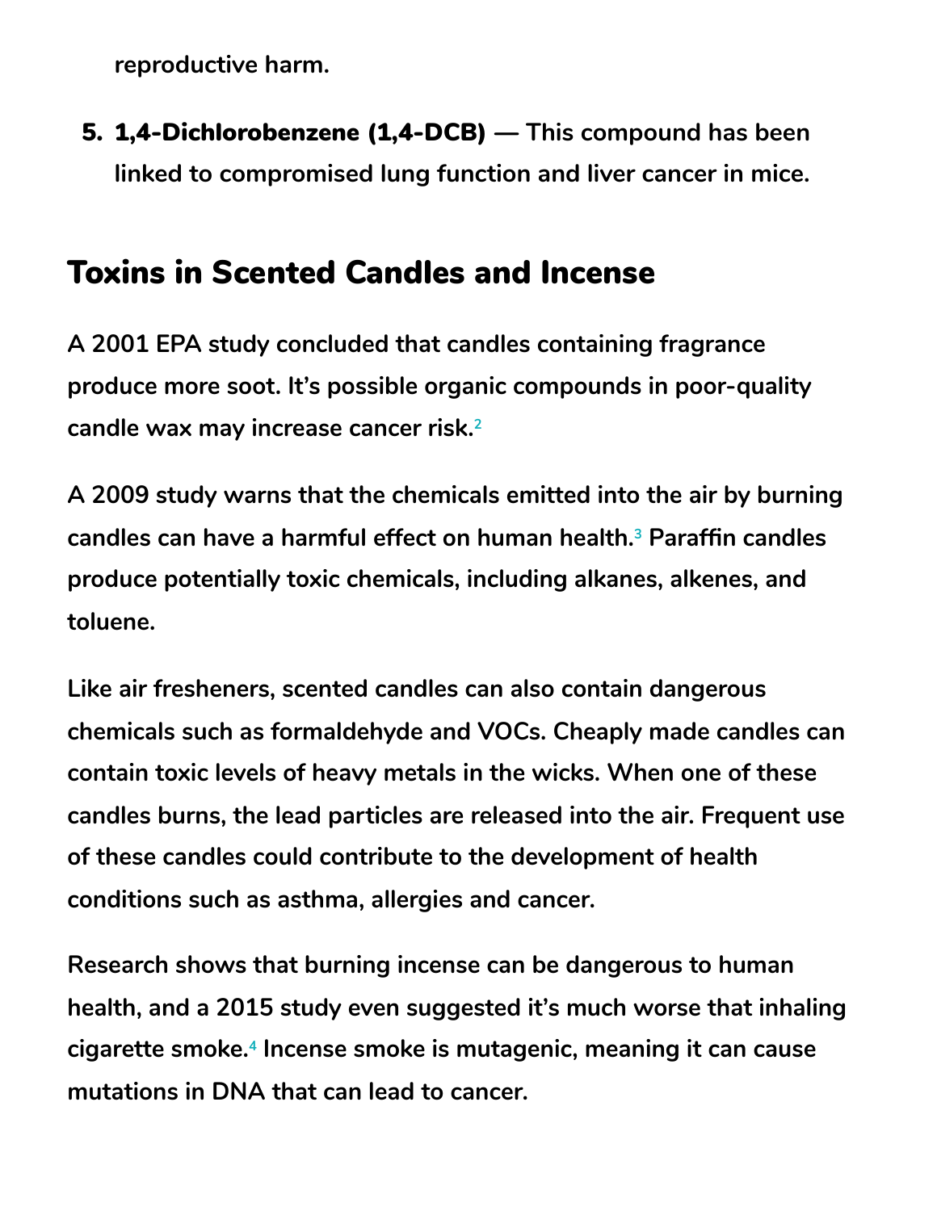reproductive harm.

5. **1,4-Dichlorobenzene (1,4-DCB)** — This compound has been linked to compromised lung function and liver cancer in mice.

## Toxins in Scented Candles and Incense

A 2001 EPA study concluded that candles containing fragrance produce more soot. It's possible organic compounds in poor-quality candle wax may increase cancer risk.[2]

A 2009 study warns that the chemicals emitted into the air by burning candles can have a harmful effect on human health.[3] Paraffin candles produce potentially toxic chemicals, including alkanes, alkenes, and toluene.

Like air fresheners, scented candles can also contain dangerous chemicals such as formaldehyde and VOCs. Cheaply made candles can contain toxic levels of heavy metals in the wicks. When one of these candles burns, the lead particles are released into the air. Frequent use of these candles could contribute to the development of health conditions such as asthma, allergies and cancer.

Research shows that burning incense can be dangerous to human health, and a 2015 study even suggested it's much worse that inhaling cigarette smoke.[4] Incense smoke is mutagenic, meaning it can cause mutations in DNA that can lead to cancer.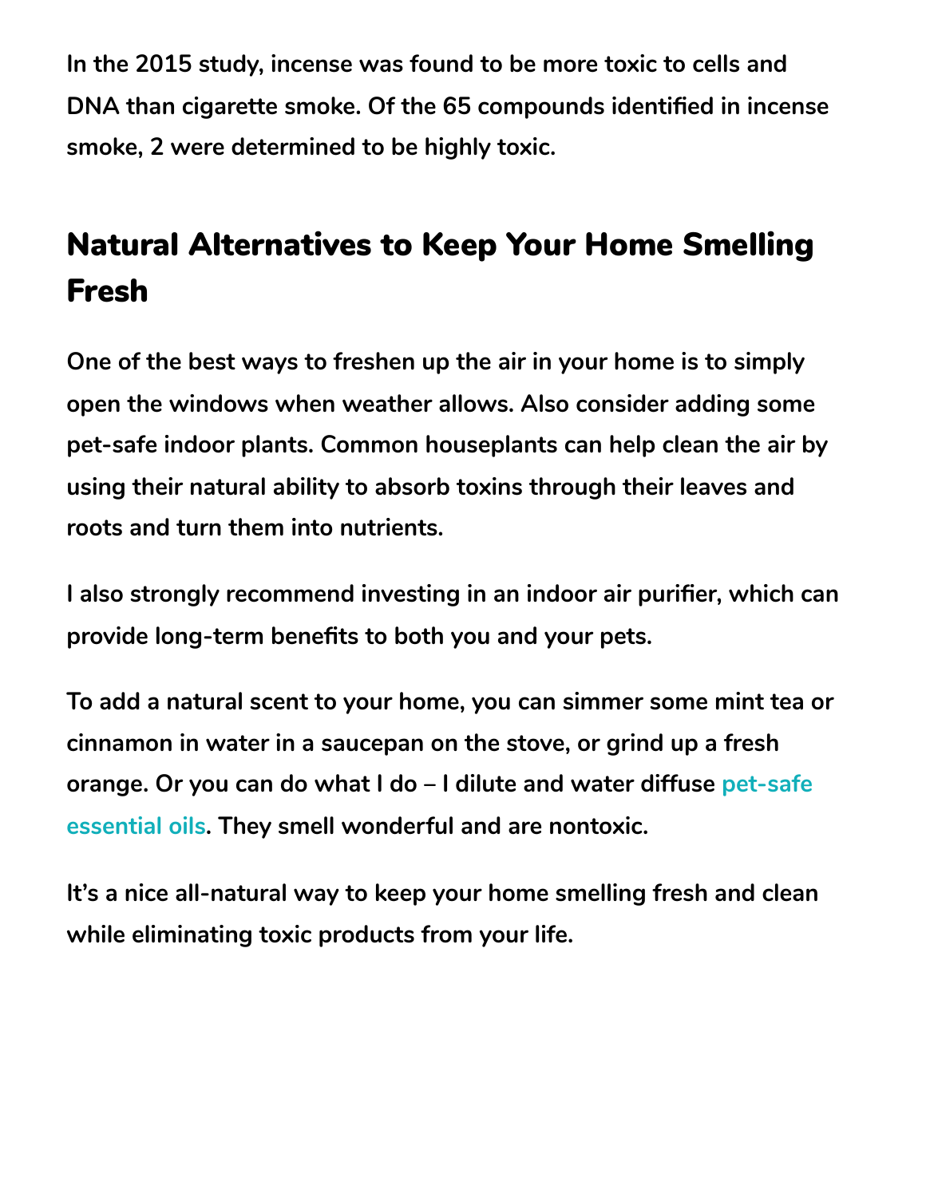In the 2015 study, incense was found to be more toxic to cells and DNA than cigarette smoke. Of the 65 compounds identified in incense smoke, 2 were determined to be highly toxic.

## Natural Alternatives to Keep Your Home Smelling Fresh

One of the best ways to freshen up the air in your home is to simply open the windows when weather allows. Also consider adding some pet-safe indoor plants. Common houseplants can help clean the air by using their natural ability to absorb toxins through their leaves and roots and turn them into nutrients.

I also strongly recommend investing in an indoor air purifier, which can provide long-term benefits to both you and your pets.

To add a natural scent to your home, you can simmer some mint tea or cinnamon in water in a saucepan on the stove, or grind up a fresh orange. Or you can do what I do – I dilute and water diffuse pet-safe essential oils. They smell wonderful and are nontoxic.

It's a nice all-natural way to keep your home smelling fresh and clean while eliminating toxic products from your life.